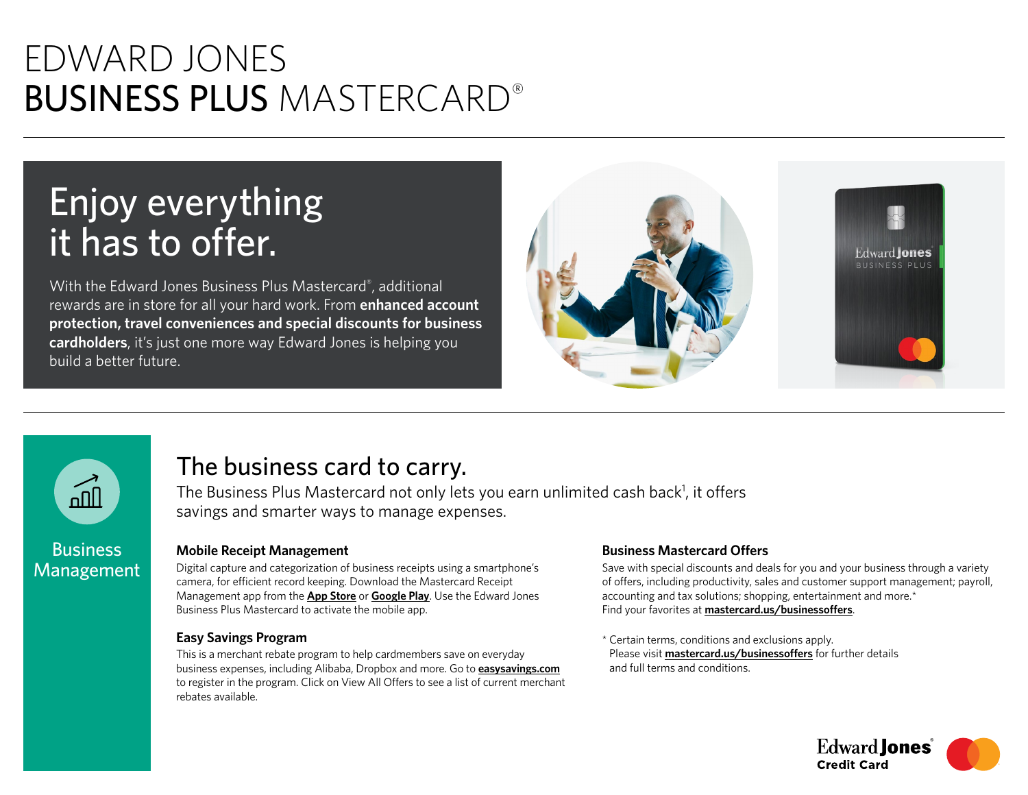# EDWARD JONES BUSINESS PLUS MASTERCARD®

## Enjoy everything it has to offer.

With the Edward Jones Business Plus Mastercard®, additional rewards are in store for all your hard work. From **enhanced account protection, travel conveniences and special discounts for business cardholders**, it's just one more way Edward Jones is helping you build a better future.

---

Business Management

## The business card to carry.

The Business Plus Mastercard not only lets you earn unlimited cash back[1], it offers savings and smarter ways to manage expenses.

### Mobile Receipt Management

Digital capture and categorization of business receipts using a smartphone's camera, for efficient record keeping. Download the Mastercard Receipt Management app from the **App Store** or **Google Play**. Use the Edward Jones Business Plus Mastercard to activate the mobile app.

### Easy Savings Program

This is a merchant rebate program to help cardmembers save on everyday business expenses, including Alibaba, Dropbox and more. Go to **easysavings.com** to register in the program. Click on View All Offers to see a list of current merchant rebates available.

### Business Mastercard Offers

Save with special discounts and deals for you and your business through a variety of offers, including productivity, sales and customer support management; payroll, accounting and tax solutions; shopping, entertainment and more.*
Find your favorites at **mastercard.us/businessoffers**.

* Certain terms, conditions and exclusions apply. Please visit **mastercard.us/businessoffers** for further details and full terms and conditions.

Edward Jones Credit Card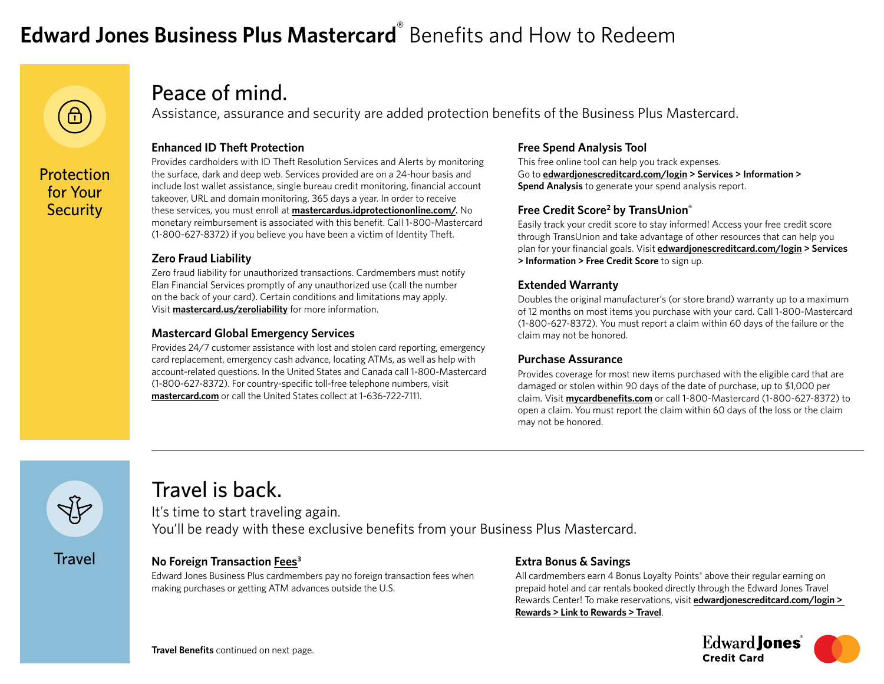# **Edward Jones Business Plus Mastercard®** Benefits and How to Redeem

## Protection for Your Security

## Peace of mind.

Assistance, assurance and security are added protection benefits of the Business Plus Mastercard.

### Enhanced ID Theft Protection

Provides cardholders with ID Theft Resolution Services and Alerts by monitoring the surface, dark and deep web. Services provided are on a 24-hour basis and include lost wallet assistance, single bureau credit monitoring, financial account takeover, URL and domain monitoring, 365 days a year. In order to receive these services, you must enroll at **mastercardus.idprotectiononline.com/**. No monetary reimbursement is associated with this benefit. Call 1-800-Mastercard (1-800-627-8372) if you believe you have been a victim of Identity Theft.

### Zero Fraud Liability

Zero fraud liability for unauthorized transactions. Cardmembers must notify Elan Financial Services promptly of any unauthorized use (call the number on the back of your card). Certain conditions and limitations may apply. Visit **mastercard.us/zeroliability** for more information.

### Mastercard Global Emergency Services

Provides 24/7 customer assistance with lost and stolen card reporting, emergency card replacement, emergency cash advance, locating ATMs, as well as help with account-related questions. In the United States and Canada call 1-800-Mastercard (1-800-627-8372). For country-specific toll-free telephone numbers, visit **mastercard.com** or call the United States collect at 1-636-722-7111.

### Free Spend Analysis Tool

This free online tool can help you track expenses. Go to **edwardjonescreditcard.com/login > Services > Information > Spend Analysis** to generate your spend analysis report.

### Free Credit Score[2] by TransUnion®

Easily track your credit score to stay informed! Access your free credit score through TransUnion and take advantage of other resources that can help you plan for your financial goals. Visit **edwardjonescreditcard.com/login > Services > Information > Free Credit Score** to sign up.

### Extended Warranty

Doubles the original manufacturer's (or store brand) warranty up to a maximum of 12 months on most items you purchase with your card. Call 1-800-Mastercard (1-800-627-8372). You must report a claim within 60 days of the failure or the claim may not be honored.

### Purchase Assurance

Provides coverage for most new items purchased with the eligible card that are damaged or stolen within 90 days of the date of purchase, up to $1,000 per claim. Visit **mycardbenefits.com** or call 1-800-Mastercard (1-800-627-8372) to open a claim. You must report the claim within 60 days of the loss or the claim may not be honored.

## Travel

## Travel is back.

It's time to start traveling again.
You'll be ready with these exclusive benefits from your Business Plus Mastercard.

### No Foreign Transaction Fees[3]

Edward Jones Business Plus cardmembers pay no foreign transaction fees when making purchases or getting ATM advances outside the U.S.

### Extra Bonus & Savings

All cardmembers earn 4 Bonus Loyalty Points® above their regular earning on prepaid hotel and car rentals booked directly through the Edward Jones Travel Rewards Center! To make reservations, visit **edwardjonescreditcard.com/login > Rewards > Link to Rewards > Travel**.

**Travel Benefits** continued on next page.

Edward Jones® Credit Card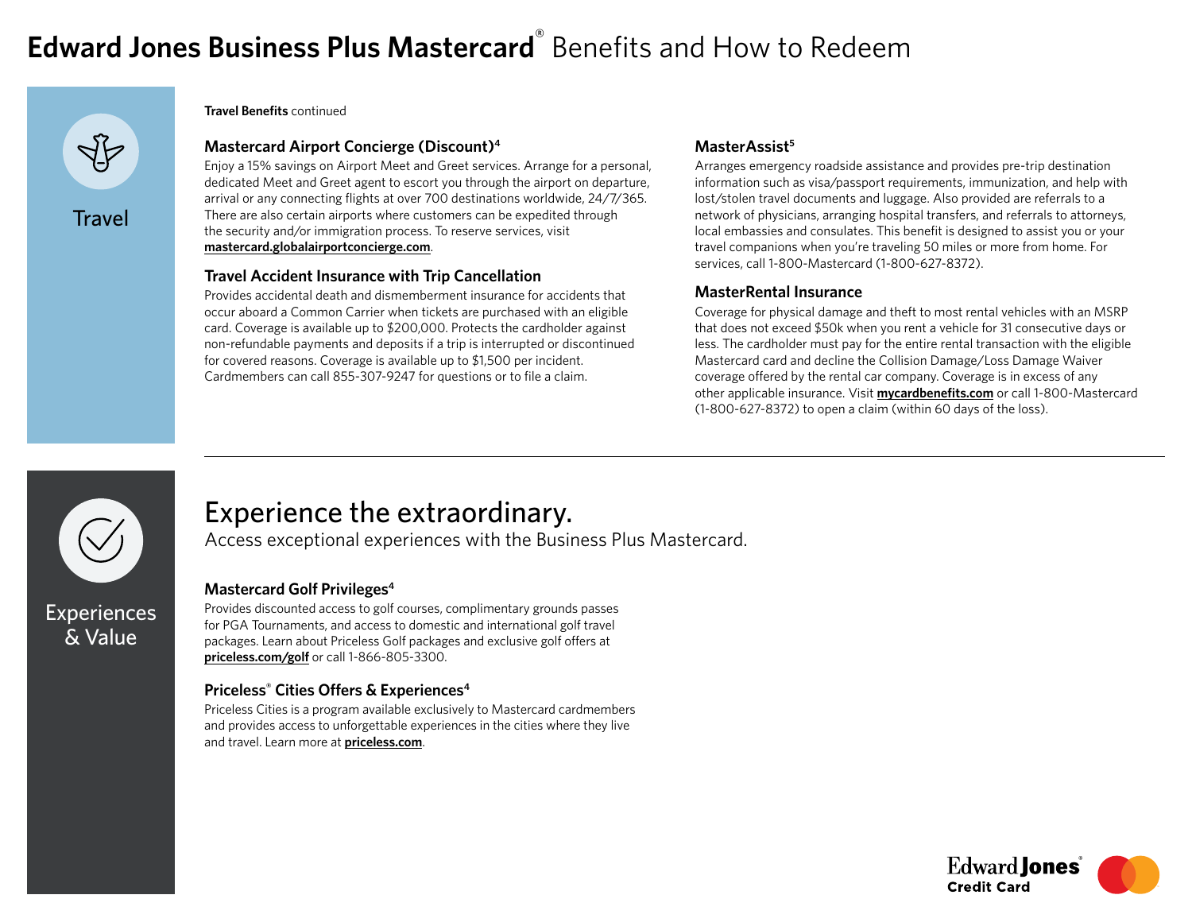# **Edward Jones Business Plus Mastercard**® Benefits and How to Redeem

## Travel

**Travel Benefits** continued

### Mastercard Airport Concierge (Discount)[4]

Enjoy a 15% savings on Airport Meet and Greet services. Arrange for a personal, dedicated Meet and Greet agent to escort you through the airport on departure, arrival or any connecting flights at over 700 destinations worldwide, 24/7/365. There are also certain airports where customers can be expedited through the security and/or immigration process. To reserve services, visit **mastercard.globalairportconcierge.com**.

### Travel Accident Insurance with Trip Cancellation

Provides accidental death and dismemberment insurance for accidents that occur aboard a Common Carrier when tickets are purchased with an eligible card. Coverage is available up to $200,000. Protects the cardholder against non-refundable payments and deposits if a trip is interrupted or discontinued for covered reasons. Coverage is available up to $1,500 per incident. Cardmembers can call 855-307-9247 for questions or to file a claim.

### MasterAssist[5]

Arranges emergency roadside assistance and provides pre-trip destination information such as visa/passport requirements, immunization, and help with lost/stolen travel documents and luggage. Also provided are referrals to a network of physicians, arranging hospital transfers, and referrals to attorneys, local embassies and consulates. This benefit is designed to assist you or your travel companions when you're traveling 50 miles or more from home. For services, call 1-800-Mastercard (1-800-627-8372).

### MasterRental Insurance

Coverage for physical damage and theft to most rental vehicles with an MSRP that does not exceed $50k when you rent a vehicle for 31 consecutive days or less. The cardholder must pay for the entire rental transaction with the eligible Mastercard card and decline the Collision Damage/Loss Damage Waiver coverage offered by the rental car company. Coverage is in excess of any other applicable insurance. Visit **mycardbenefits.com** or call 1-800-Mastercard (1-800-627-8372) to open a claim (within 60 days of the loss).

---

## Experiences & Value

## Experience the extraordinary.

Access exceptional experiences with the Business Plus Mastercard.

### Mastercard Golf Privileges[4]

Provides discounted access to golf courses, complimentary grounds passes for PGA Tournaments, and access to domestic and international golf travel packages. Learn about Priceless Golf packages and exclusive golf offers at **priceless.com/golf** or call 1-866-805-3300.

### Priceless® Cities Offers & Experiences[4]

Priceless Cities is a program available exclusively to Mastercard cardmembers and provides access to unforgettable experiences in the cities where they live and travel. Learn more at **priceless.com**.

Edward Jones Credit Card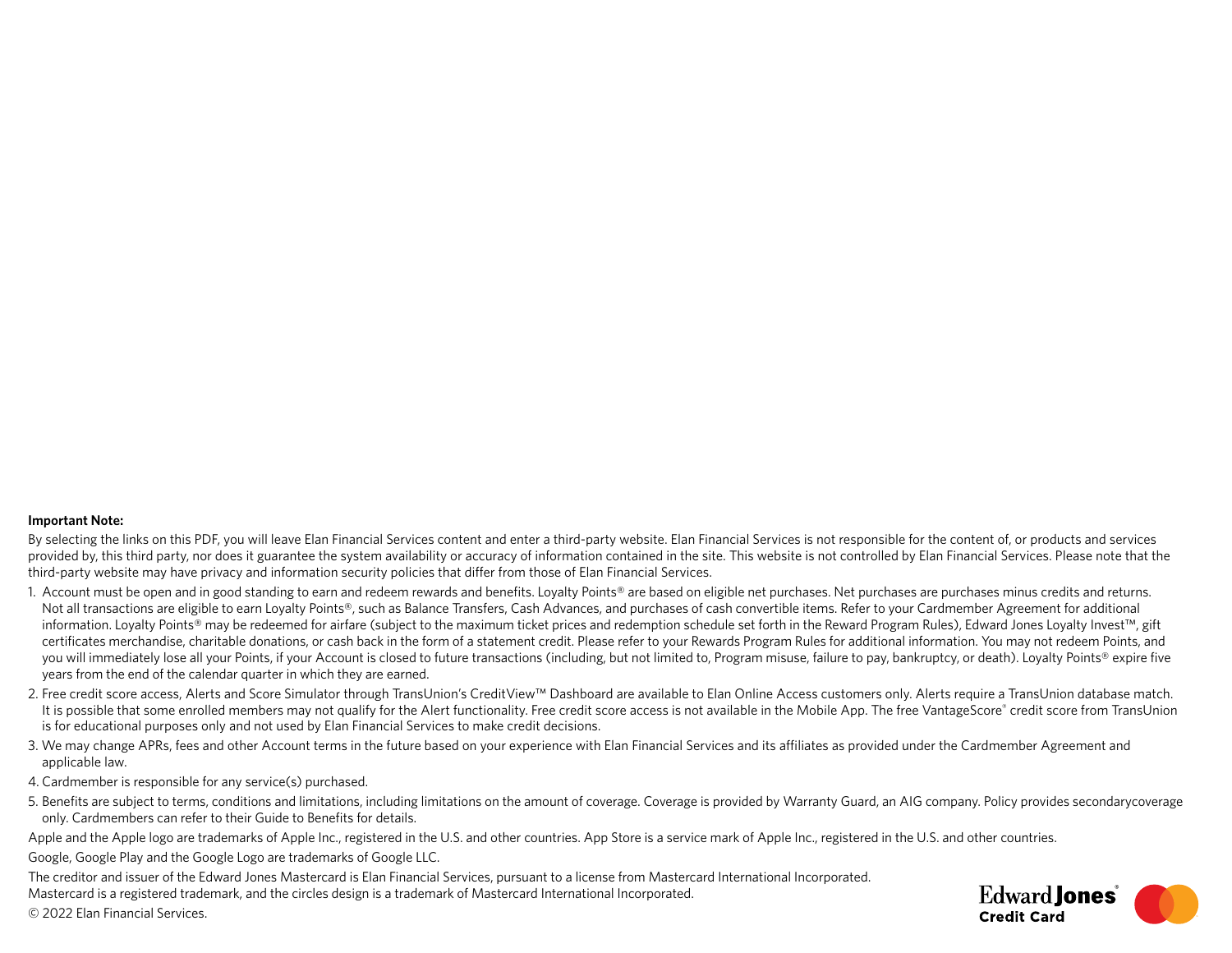**Important Note:**

By selecting the links on this PDF, you will leave Elan Financial Services content and enter a third-party website. Elan Financial Services is not responsible for the content of, or products and services provided by, this third party, nor does it guarantee the system availability or accuracy of information contained in the site. This website is not controlled by Elan Financial Services. Please note that the third-party website may have privacy and information security policies that differ from those of Elan Financial Services.

1. Account must be open and in good standing to earn and redeem rewards and benefits. Loyalty Points® are based on eligible net purchases. Net purchases are purchases minus credits and returns. Not all transactions are eligible to earn Loyalty Points®, such as Balance Transfers, Cash Advances, and purchases of cash convertible items. Refer to your Cardmember Agreement for additional information. Loyalty Points® may be redeemed for airfare (subject to the maximum ticket prices and redemption schedule set forth in the Reward Program Rules), Edward Jones Loyalty Invest™, gift certificates merchandise, charitable donations, or cash back in the form of a statement credit. Please refer to your Rewards Program Rules for additional information. You may not redeem Points, and you will immediately lose all your Points, if your Account is closed to future transactions (including, but not limited to, Program misuse, failure to pay, bankruptcy, or death). Loyalty Points® expire five years from the end of the calendar quarter in which they are earned.
2. Free credit score access, Alerts and Score Simulator through TransUnion's CreditView™ Dashboard are available to Elan Online Access customers only. Alerts require a TransUnion database match. It is possible that some enrolled members may not qualify for the Alert functionality. Free credit score access is not available in the Mobile App. The free VantageScore® credit score from TransUnion is for educational purposes only and not used by Elan Financial Services to make credit decisions.
3. We may change APRs, fees and other Account terms in the future based on your experience with Elan Financial Services and its affiliates as provided under the Cardmember Agreement and applicable law.
4. Cardmember is responsible for any service(s) purchased.
5. Benefits are subject to terms, conditions and limitations, including limitations on the amount of coverage. Coverage is provided by Warranty Guard, an AIG company. Policy provides secondarycoverage only. Cardmembers can refer to their Guide to Benefits for details.

Apple and the Apple logo are trademarks of Apple Inc., registered in the U.S. and other countries. App Store is a service mark of Apple Inc., registered in the U.S. and other countries.

Google, Google Play and the Google Logo are trademarks of Google LLC.

The creditor and issuer of the Edward Jones Mastercard is Elan Financial Services, pursuant to a license from Mastercard International Incorporated.
Mastercard is a registered trademark, and the circles design is a trademark of Mastercard International Incorporated.

© 2022 Elan Financial Services.

Edward Jones® Credit Card